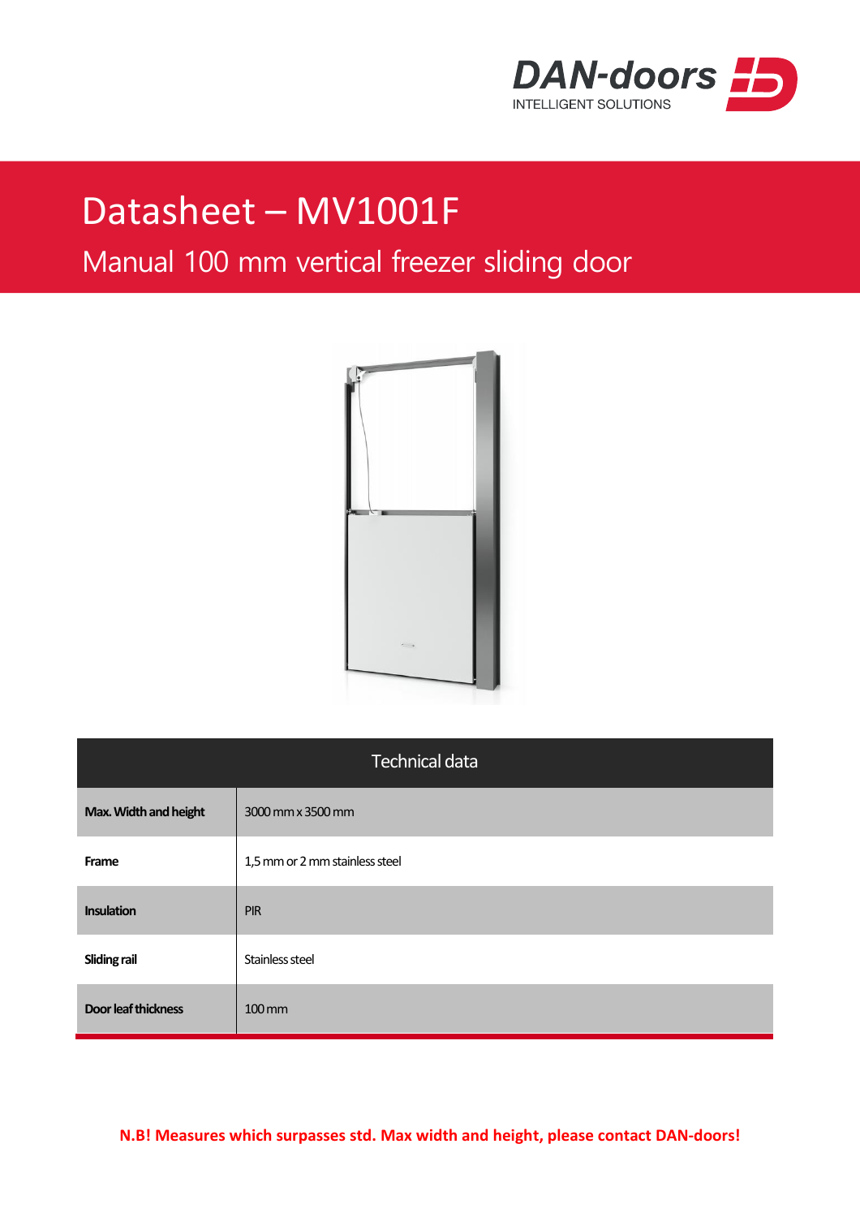DAN-doors
INTELLIGENT SOLUTIONS

# Datasheet – MV1001F

## Manual 100 mm vertical freezer sliding door

| Technical data | |
|---|---|
| **Max. Width and height** | 3000 mm x 3500 mm |
| **Frame** | 1,5 mm or 2 mm stainless steel |
| **Insulation** | PIR |
| **Sliding rail** | Stainless steel |
| **Door leaf thickness** | 100 mm |

**N.B! Measures which surpasses std. Max width and height, please contact DAN-doors!**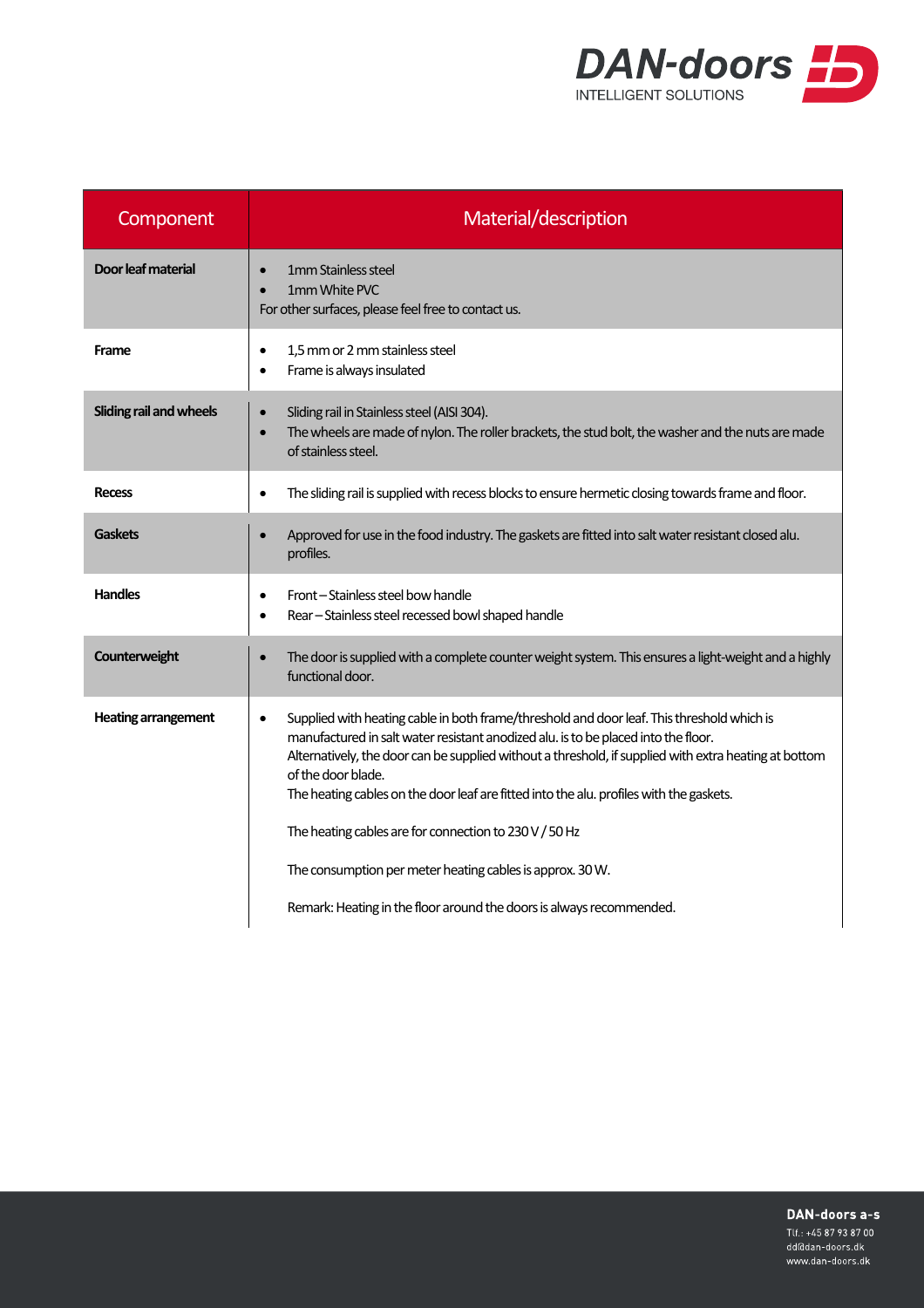| Component | Material/description |
|---|---|
| **Door leaf material** | • 1mm Stainless steel<br>• 1mm White PVC<br>For other surfaces, please feel free to contact us. |
| **Frame** | • 1,5 mm or 2 mm stainless steel<br>• Frame is always insulated |
| **Sliding rail and wheels** | • Sliding rail in Stainless steel (AISI 304).<br>• The wheels are made of nylon. The roller brackets, the stud bolt, the washer and the nuts are made of stainless steel. |
| **Recess** | • The sliding rail is supplied with recess blocks to ensure hermetic closing towards frame and floor. |
| **Gaskets** | • Approved for use in the food industry. The gaskets are fitted into salt water resistant closed alu. profiles. |
| **Handles** | • Front – Stainless steel bow handle<br>• Rear – Stainless steel recessed bowl shaped handle |
| **Counterweight** | • The door is supplied with a complete counter weight system. This ensures a light-weight and a highly functional door. |
| **Heating arrangement** | • Supplied with heating cable in both frame/threshold and door leaf. This threshold which is manufactured in salt water resistant anodized alu. is to be placed into the floor.<br>Alternatively, the door can be supplied without a threshold, if supplied with extra heating at bottom of the door blade.<br>The heating cables on the door leaf are fitted into the alu. profiles with the gaskets.<br><br>The heating cables are for connection to 230 V / 50 Hz<br><br>The consumption per meter heating cables is approx. 30 W.<br><br>Remark: Heating in the floor around the doors is always recommended. |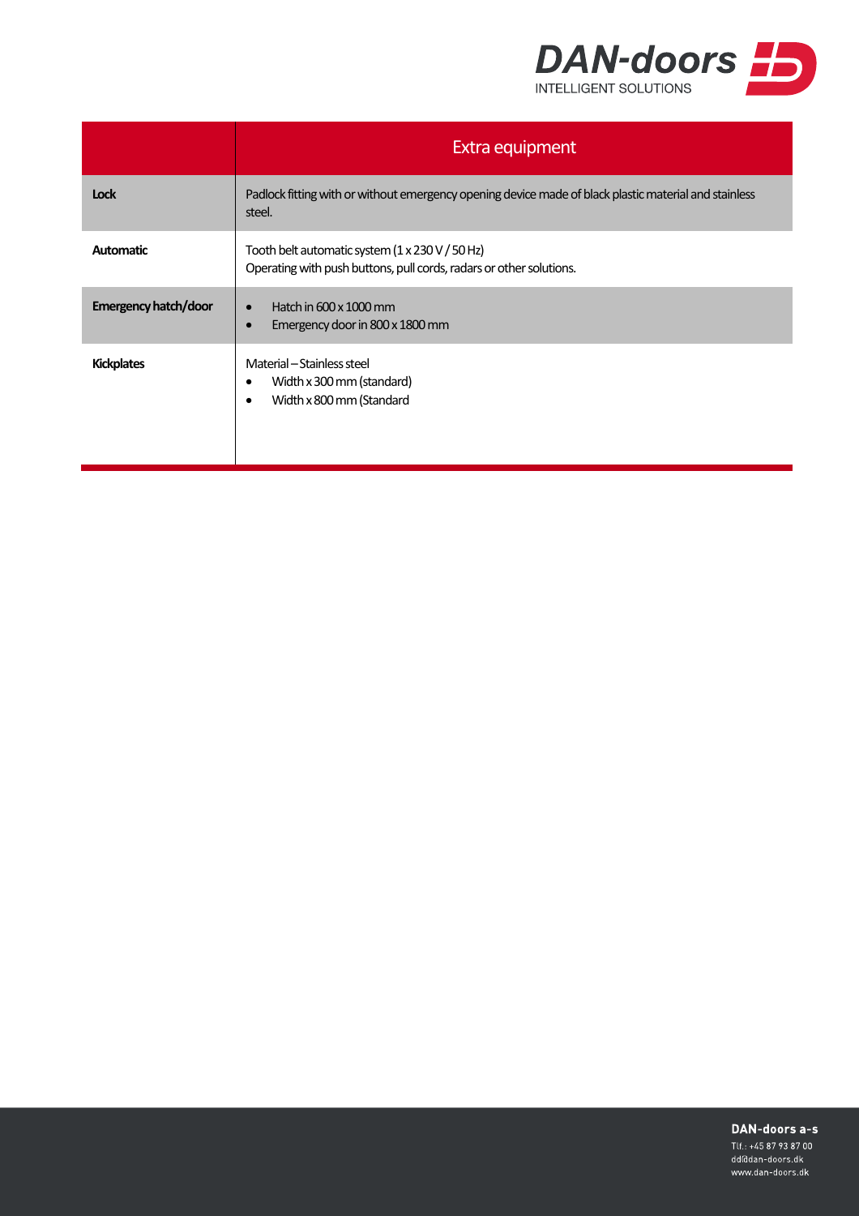| | Extra equipment |
|---|---|
| **Lock** | Padlock fitting with or without emergency opening device made of black plastic material and stainless steel. |
| **Automatic** | Tooth belt automatic system (1 x 230 V / 50 Hz)<br>Operating with push buttons, pull cords, radars or other solutions. |
| **Emergency hatch/door** | • Hatch in 600 x 1000 mm<br>• Emergency door in 800 x 1800 mm |
| **Kickplates** | Material – Stainless steel<br>• Width x 300 mm (standard)<br>• Width x 800 mm (Standard |

**DAN-doors a-s**
Tlf.: +45 87 93 87 00
dd@dan-doors.dk
www.dan-doors.dk